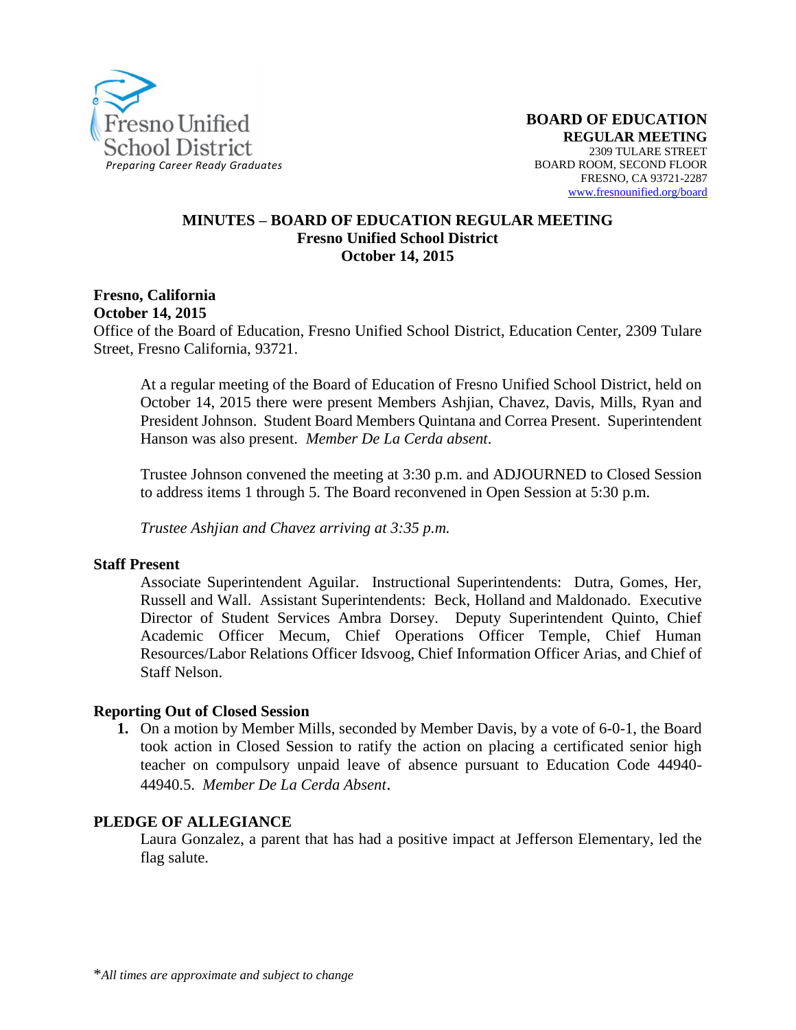Fresno Unified School District
*Preparing Career Ready Graduates*

**BOARD OF EDUCATION**
**REGULAR MEETING**
2309 TULARE STREET
BOARD ROOM, SECOND FLOOR
FRESNO, CA 93721-2287
www.fresnounified.org/board

# MINUTES – BOARD OF EDUCATION REGULAR MEETING
## Fresno Unified School District
## October 14, 2015

**Fresno, California**
**October 14, 2015**
Office of the Board of Education, Fresno Unified School District, Education Center, 2309 Tulare Street, Fresno California, 93721.

At a regular meeting of the Board of Education of Fresno Unified School District, held on October 14, 2015 there were present Members Ashjian, Chavez, Davis, Mills, Ryan and President Johnson. Student Board Members Quintana and Correa Present. Superintendent Hanson was also present. *Member De La Cerda absent*.

Trustee Johnson convened the meeting at 3:30 p.m. and ADJOURNED to Closed Session to address items 1 through 5. The Board reconvened in Open Session at 5:30 p.m.

*Trustee Ashjian and Chavez arriving at 3:35 p.m.*

**Staff Present**

Associate Superintendent Aguilar. Instructional Superintendents: Dutra, Gomes, Her, Russell and Wall. Assistant Superintendents: Beck, Holland and Maldonado. Executive Director of Student Services Ambra Dorsey. Deputy Superintendent Quinto, Chief Academic Officer Mecum, Chief Operations Officer Temple, Chief Human Resources/Labor Relations Officer Idsvoog, Chief Information Officer Arias, and Chief of Staff Nelson.

**Reporting Out of Closed Session**

1. On a motion by Member Mills, seconded by Member Davis, by a vote of 6-0-1, the Board took action in Closed Session to ratify the action on placing a certificated senior high teacher on compulsory unpaid leave of absence pursuant to Education Code 44940-44940.5. *Member De La Cerda Absent*.

**PLEDGE OF ALLEGIANCE**

Laura Gonzalez, a parent that has had a positive impact at Jefferson Elementary, led the flag salute.

*\*All times are approximate and subject to change*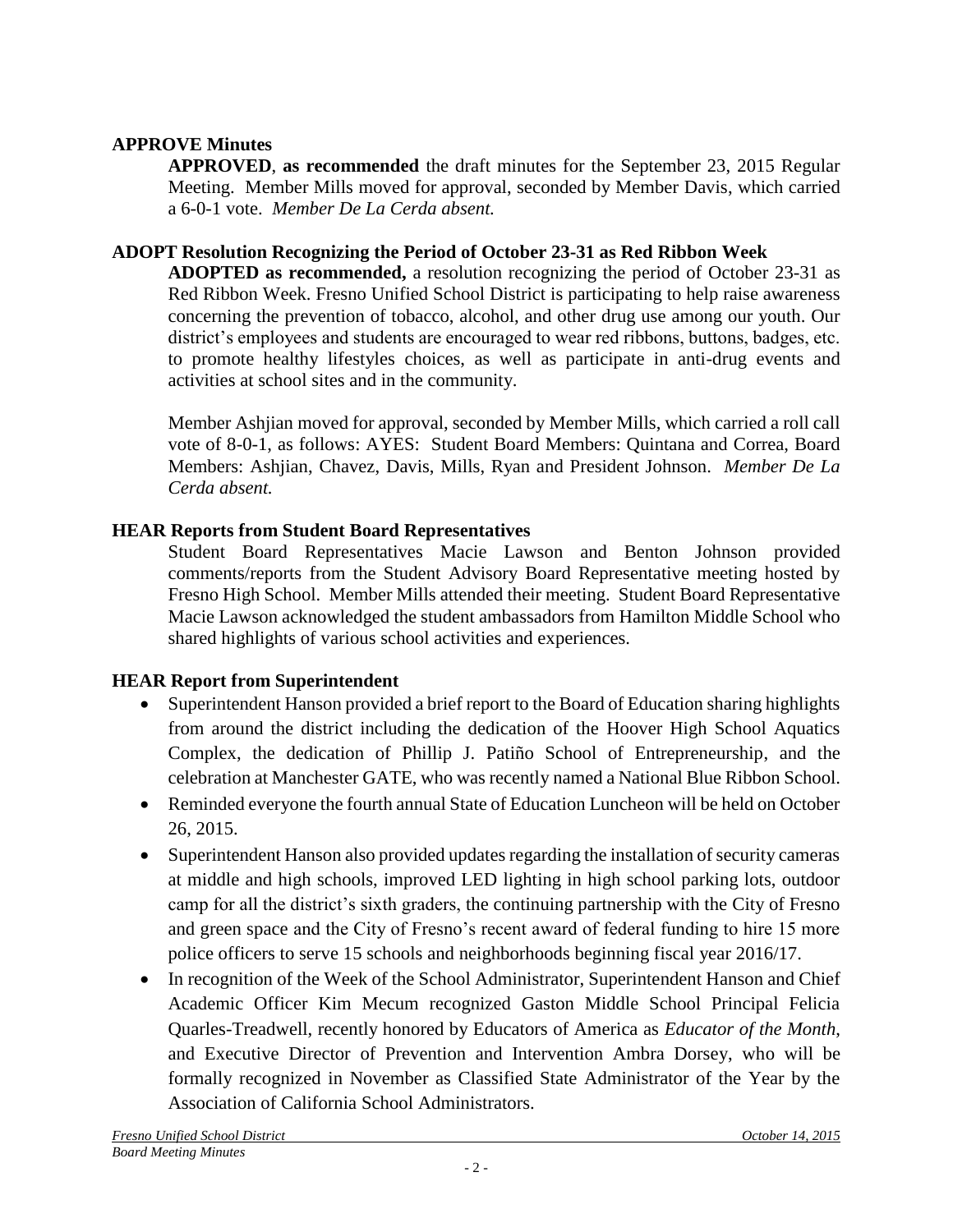**APPROVE Minutes**

**APPROVED**, **as recommended** the draft minutes for the September 23, 2015 Regular Meeting. Member Mills moved for approval, seconded by Member Davis, which carried a 6-0-1 vote. *Member De La Cerda absent.*

**ADOPT Resolution Recognizing the Period of October 23-31 as Red Ribbon Week**

**ADOPTED as recommended,** a resolution recognizing the period of October 23-31 as Red Ribbon Week. Fresno Unified School District is participating to help raise awareness concerning the prevention of tobacco, alcohol, and other drug use among our youth. Our district's employees and students are encouraged to wear red ribbons, buttons, badges, etc. to promote healthy lifestyles choices, as well as participate in anti-drug events and activities at school sites and in the community.

Member Ashjian moved for approval, seconded by Member Mills, which carried a roll call vote of 8-0-1, as follows: AYES: Student Board Members: Quintana and Correa, Board Members: Ashjian, Chavez, Davis, Mills, Ryan and President Johnson. *Member De La Cerda absent.*

**HEAR Reports from Student Board Representatives**

Student Board Representatives Macie Lawson and Benton Johnson provided comments/reports from the Student Advisory Board Representative meeting hosted by Fresno High School. Member Mills attended their meeting. Student Board Representative Macie Lawson acknowledged the student ambassadors from Hamilton Middle School who shared highlights of various school activities and experiences.

**HEAR Report from Superintendent**

- Superintendent Hanson provided a brief report to the Board of Education sharing highlights from around the district including the dedication of the Hoover High School Aquatics Complex, the dedication of Phillip J. Patiño School of Entrepreneurship, and the celebration at Manchester GATE, who was recently named a National Blue Ribbon School.
- Reminded everyone the fourth annual State of Education Luncheon will be held on October 26, 2015.
- Superintendent Hanson also provided updates regarding the installation of security cameras at middle and high schools, improved LED lighting in high school parking lots, outdoor camp for all the district's sixth graders, the continuing partnership with the City of Fresno and green space and the City of Fresno's recent award of federal funding to hire 15 more police officers to serve 15 schools and neighborhoods beginning fiscal year 2016/17.
- In recognition of the Week of the School Administrator, Superintendent Hanson and Chief Academic Officer Kim Mecum recognized Gaston Middle School Principal Felicia Quarles-Treadwell, recently honored by Educators of America as *Educator of the Month*, and Executive Director of Prevention and Intervention Ambra Dorsey, who will be formally recognized in November as Classified State Administrator of the Year by the Association of California School Administrators.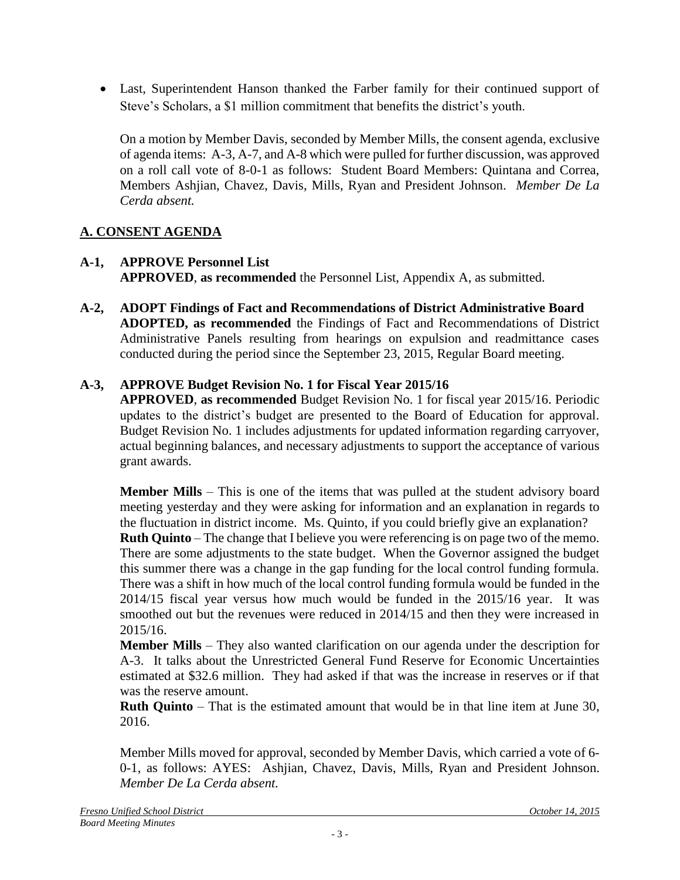- Last, Superintendent Hanson thanked the Farber family for their continued support of Steve's Scholars, a $1 million commitment that benefits the district's youth.

On a motion by Member Davis, seconded by Member Mills, the consent agenda, exclusive of agenda items: A-3, A-7, and A-8 which were pulled for further discussion, was approved on a roll call vote of 8-0-1 as follows: Student Board Members: Quintana and Correa, Members Ashjian, Chavez, Davis, Mills, Ryan and President Johnson. *Member De La Cerda absent.*

## A. CONSENT AGENDA

**A-1, APPROVE Personnel List**
**APPROVED**, **as recommended** the Personnel List, Appendix A, as submitted.

**A-2, ADOPT Findings of Fact and Recommendations of District Administrative Board**
**ADOPTED, as recommended** the Findings of Fact and Recommendations of District Administrative Panels resulting from hearings on expulsion and readmittance cases conducted during the period since the September 23, 2015, Regular Board meeting.

**A-3, APPROVE Budget Revision No. 1 for Fiscal Year 2015/16**
**APPROVED**, **as recommended** Budget Revision No. 1 for fiscal year 2015/16. Periodic updates to the district's budget are presented to the Board of Education for approval. Budget Revision No. 1 includes adjustments for updated information regarding carryover, actual beginning balances, and necessary adjustments to support the acceptance of various grant awards.

**Member Mills** – This is one of the items that was pulled at the student advisory board meeting yesterday and they were asking for information and an explanation in regards to the fluctuation in district income. Ms. Quinto, if you could briefly give an explanation?
**Ruth Quinto** – The change that I believe you were referencing is on page two of the memo. There are some adjustments to the state budget. When the Governor assigned the budget this summer there was a change in the gap funding for the local control funding formula. There was a shift in how much of the local control funding formula would be funded in the 2014/15 fiscal year versus how much would be funded in the 2015/16 year. It was smoothed out but the revenues were reduced in 2014/15 and then they were increased in 2015/16.
**Member Mills** – They also wanted clarification on our agenda under the description for A-3. It talks about the Unrestricted General Fund Reserve for Economic Uncertainties estimated at $32.6 million. They had asked if that was the increase in reserves or if that was the reserve amount.
**Ruth Quinto** – That is the estimated amount that would be in that line item at June 30, 2016.

Member Mills moved for approval, seconded by Member Davis, which carried a vote of 6-0-1, as follows: AYES: Ashjian, Chavez, Davis, Mills, Ryan and President Johnson. *Member De La Cerda absent.*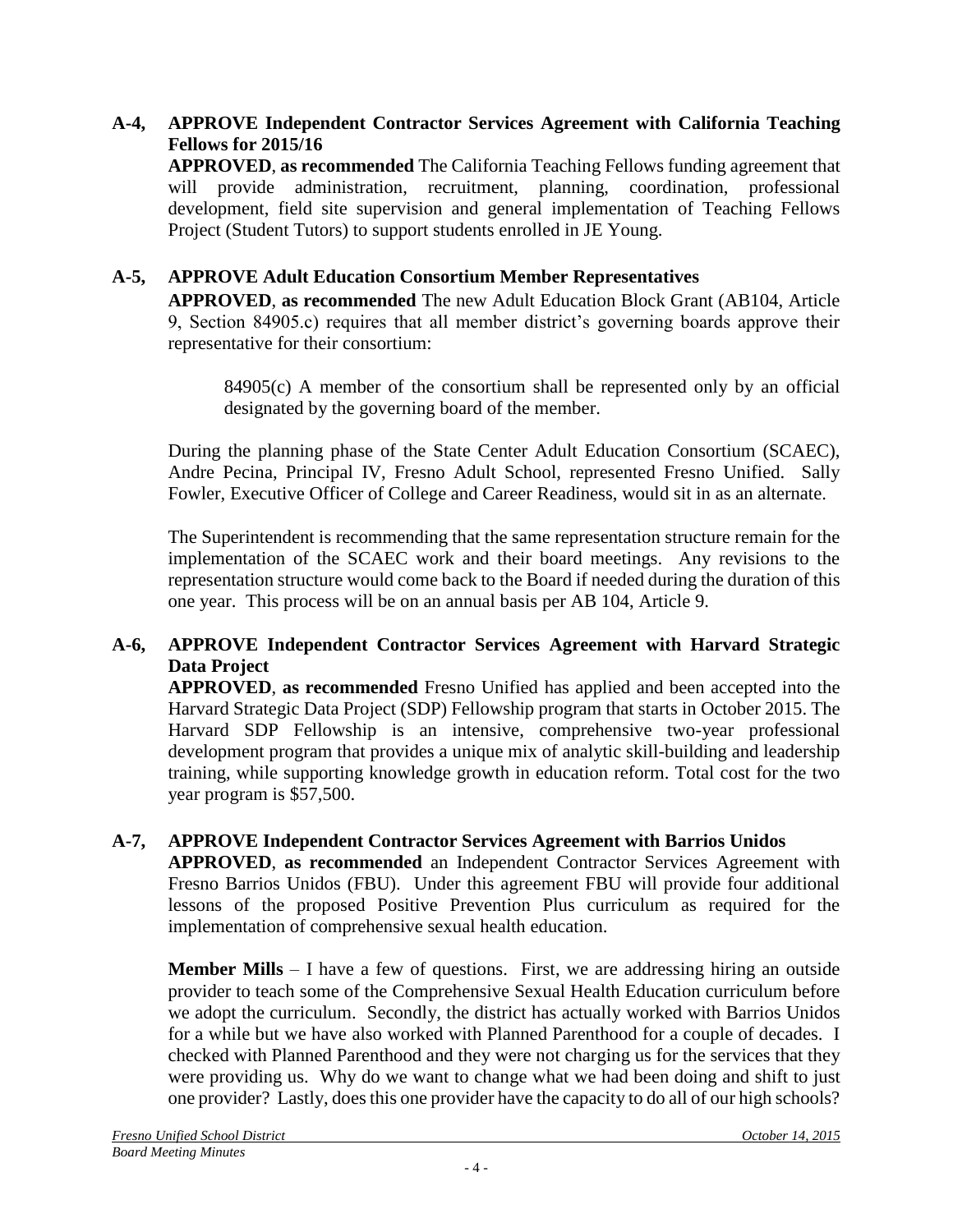**A-4, APPROVE Independent Contractor Services Agreement with California Teaching Fellows for 2015/16**

**APPROVED**, **as recommended** The California Teaching Fellows funding agreement that will provide administration, recruitment, planning, coordination, professional development, field site supervision and general implementation of Teaching Fellows Project (Student Tutors) to support students enrolled in JE Young.

**A-5, APPROVE Adult Education Consortium Member Representatives**

**APPROVED**, **as recommended** The new Adult Education Block Grant (AB104, Article 9, Section 84905.c) requires that all member district's governing boards approve their representative for their consortium:

> 84905(c) A member of the consortium shall be represented only by an official designated by the governing board of the member.

During the planning phase of the State Center Adult Education Consortium (SCAEC), Andre Pecina, Principal IV, Fresno Adult School, represented Fresno Unified. Sally Fowler, Executive Officer of College and Career Readiness, would sit in as an alternate.

The Superintendent is recommending that the same representation structure remain for the implementation of the SCAEC work and their board meetings. Any revisions to the representation structure would come back to the Board if needed during the duration of this one year. This process will be on an annual basis per AB 104, Article 9.

**A-6, APPROVE Independent Contractor Services Agreement with Harvard Strategic Data Project**

**APPROVED**, **as recommended** Fresno Unified has applied and been accepted into the Harvard Strategic Data Project (SDP) Fellowship program that starts in October 2015. The Harvard SDP Fellowship is an intensive, comprehensive two-year professional development program that provides a unique mix of analytic skill-building and leadership training, while supporting knowledge growth in education reform. Total cost for the two year program is $57,500.

**A-7, APPROVE Independent Contractor Services Agreement with Barrios Unidos**

**APPROVED**, **as recommended** an Independent Contractor Services Agreement with Fresno Barrios Unidos (FBU). Under this agreement FBU will provide four additional lessons of the proposed Positive Prevention Plus curriculum as required for the implementation of comprehensive sexual health education.

**Member Mills** – I have a few of questions. First, we are addressing hiring an outside provider to teach some of the Comprehensive Sexual Health Education curriculum before we adopt the curriculum. Secondly, the district has actually worked with Barrios Unidos for a while but we have also worked with Planned Parenthood for a couple of decades. I checked with Planned Parenthood and they were not charging us for the services that they were providing us. Why do we want to change what we had been doing and shift to just one provider? Lastly, does this one provider have the capacity to do all of our high schools?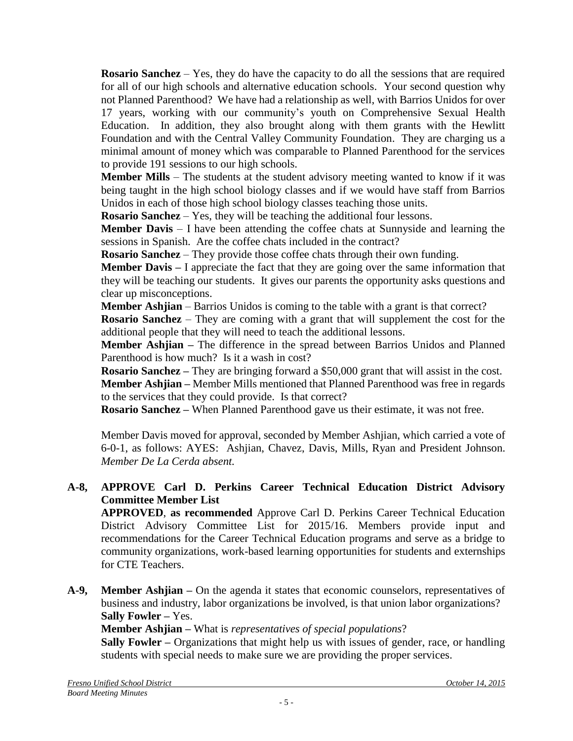**Rosario Sanchez** – Yes, they do have the capacity to do all the sessions that are required for all of our high schools and alternative education schools. Your second question why not Planned Parenthood? We have had a relationship as well, with Barrios Unidos for over 17 years, working with our community's youth on Comprehensive Sexual Health Education. In addition, they also brought along with them grants with the Hewlitt Foundation and with the Central Valley Community Foundation. They are charging us a minimal amount of money which was comparable to Planned Parenthood for the services to provide 191 sessions to our high schools.

**Member Mills** – The students at the student advisory meeting wanted to know if it was being taught in the high school biology classes and if we would have staff from Barrios Unidos in each of those high school biology classes teaching those units.

**Rosario Sanchez** – Yes, they will be teaching the additional four lessons.

**Member Davis** – I have been attending the coffee chats at Sunnyside and learning the sessions in Spanish. Are the coffee chats included in the contract?

**Rosario Sanchez** – They provide those coffee chats through their own funding.

**Member Davis –** I appreciate the fact that they are going over the same information that they will be teaching our students. It gives our parents the opportunity asks questions and clear up misconceptions.

**Member Ashjian** – Barrios Unidos is coming to the table with a grant is that correct?

**Rosario Sanchez** – They are coming with a grant that will supplement the cost for the additional people that they will need to teach the additional lessons.

**Member Ashjian –** The difference in the spread between Barrios Unidos and Planned Parenthood is how much? Is it a wash in cost?

**Rosario Sanchez –** They are bringing forward a $50,000 grant that will assist in the cost.

**Member Ashjian –** Member Mills mentioned that Planned Parenthood was free in regards to the services that they could provide. Is that correct?

**Rosario Sanchez –** When Planned Parenthood gave us their estimate, it was not free.

Member Davis moved for approval, seconded by Member Ashjian, which carried a vote of 6-0-1, as follows: AYES: Ashjian, Chavez, Davis, Mills, Ryan and President Johnson. *Member De La Cerda absent.*

**A-8, APPROVE Carl D. Perkins Career Technical Education District Advisory Committee Member List**

**APPROVED**, **as recommended** Approve Carl D. Perkins Career Technical Education District Advisory Committee List for 2015/16. Members provide input and recommendations for the Career Technical Education programs and serve as a bridge to community organizations, work-based learning opportunities for students and externships for CTE Teachers.

**A-9, Member Ashjian –** On the agenda it states that economic counselors, representatives of business and industry, labor organizations be involved, is that union labor organizations?

**Sally Fowler –** Yes.

**Member Ashjian –** What is *representatives of special populations*?

**Sally Fowler –** Organizations that might help us with issues of gender, race, or handling students with special needs to make sure we are providing the proper services.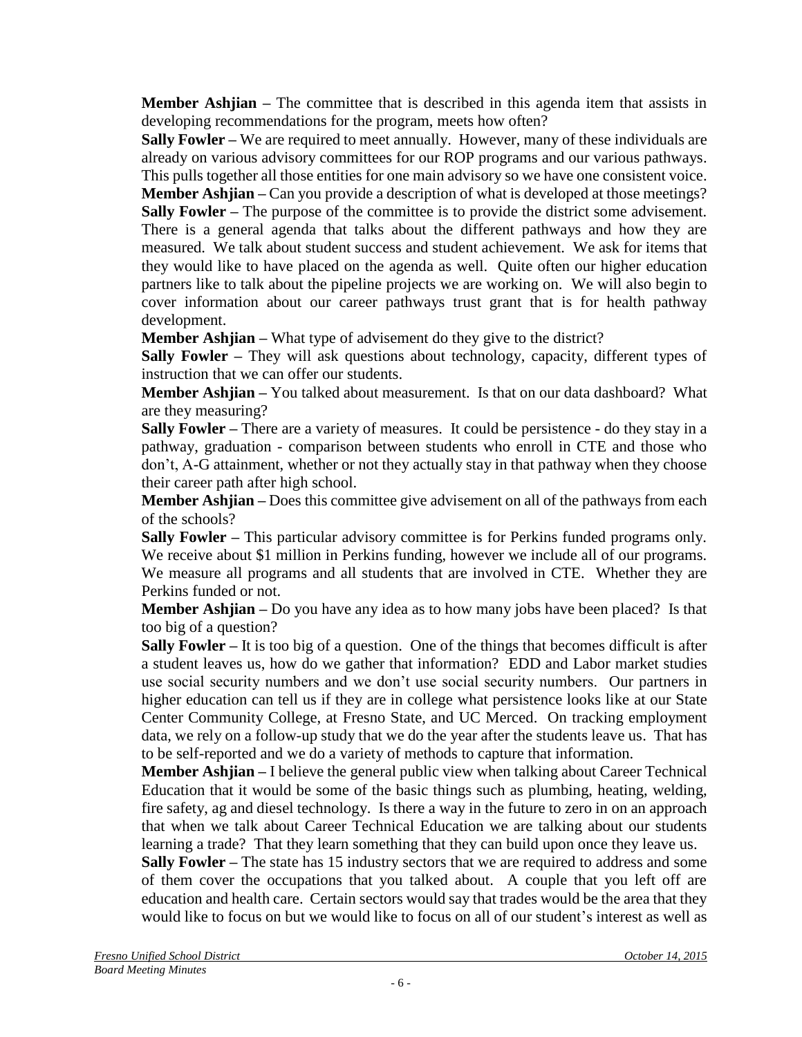**Member Ashjian –** The committee that is described in this agenda item that assists in developing recommendations for the program, meets how often?

**Sally Fowler –** We are required to meet annually. However, many of these individuals are already on various advisory committees for our ROP programs and our various pathways. This pulls together all those entities for one main advisory so we have one consistent voice.

**Member Ashjian –** Can you provide a description of what is developed at those meetings?

**Sally Fowler –** The purpose of the committee is to provide the district some advisement. There is a general agenda that talks about the different pathways and how they are measured. We talk about student success and student achievement. We ask for items that they would like to have placed on the agenda as well. Quite often our higher education partners like to talk about the pipeline projects we are working on. We will also begin to cover information about our career pathways trust grant that is for health pathway development.

**Member Ashjian –** What type of advisement do they give to the district?

**Sally Fowler –** They will ask questions about technology, capacity, different types of instruction that we can offer our students.

**Member Ashjian –** You talked about measurement. Is that on our data dashboard? What are they measuring?

**Sally Fowler –** There are a variety of measures. It could be persistence - do they stay in a pathway, graduation - comparison between students who enroll in CTE and those who don't, A-G attainment, whether or not they actually stay in that pathway when they choose their career path after high school.

**Member Ashjian –** Does this committee give advisement on all of the pathways from each of the schools?

**Sally Fowler –** This particular advisory committee is for Perkins funded programs only. We receive about $1 million in Perkins funding, however we include all of our programs. We measure all programs and all students that are involved in CTE. Whether they are Perkins funded or not.

**Member Ashjian –** Do you have any idea as to how many jobs have been placed? Is that too big of a question?

**Sally Fowler –** It is too big of a question. One of the things that becomes difficult is after a student leaves us, how do we gather that information? EDD and Labor market studies use social security numbers and we don't use social security numbers. Our partners in higher education can tell us if they are in college what persistence looks like at our State Center Community College, at Fresno State, and UC Merced. On tracking employment data, we rely on a follow-up study that we do the year after the students leave us. That has to be self-reported and we do a variety of methods to capture that information.

**Member Ashjian –** I believe the general public view when talking about Career Technical Education that it would be some of the basic things such as plumbing, heating, welding, fire safety, ag and diesel technology. Is there a way in the future to zero in on an approach that when we talk about Career Technical Education we are talking about our students learning a trade? That they learn something that they can build upon once they leave us.

**Sally Fowler –** The state has 15 industry sectors that we are required to address and some of them cover the occupations that you talked about. A couple that you left off are education and health care. Certain sectors would say that trades would be the area that they would like to focus on but we would like to focus on all of our student's interest as well as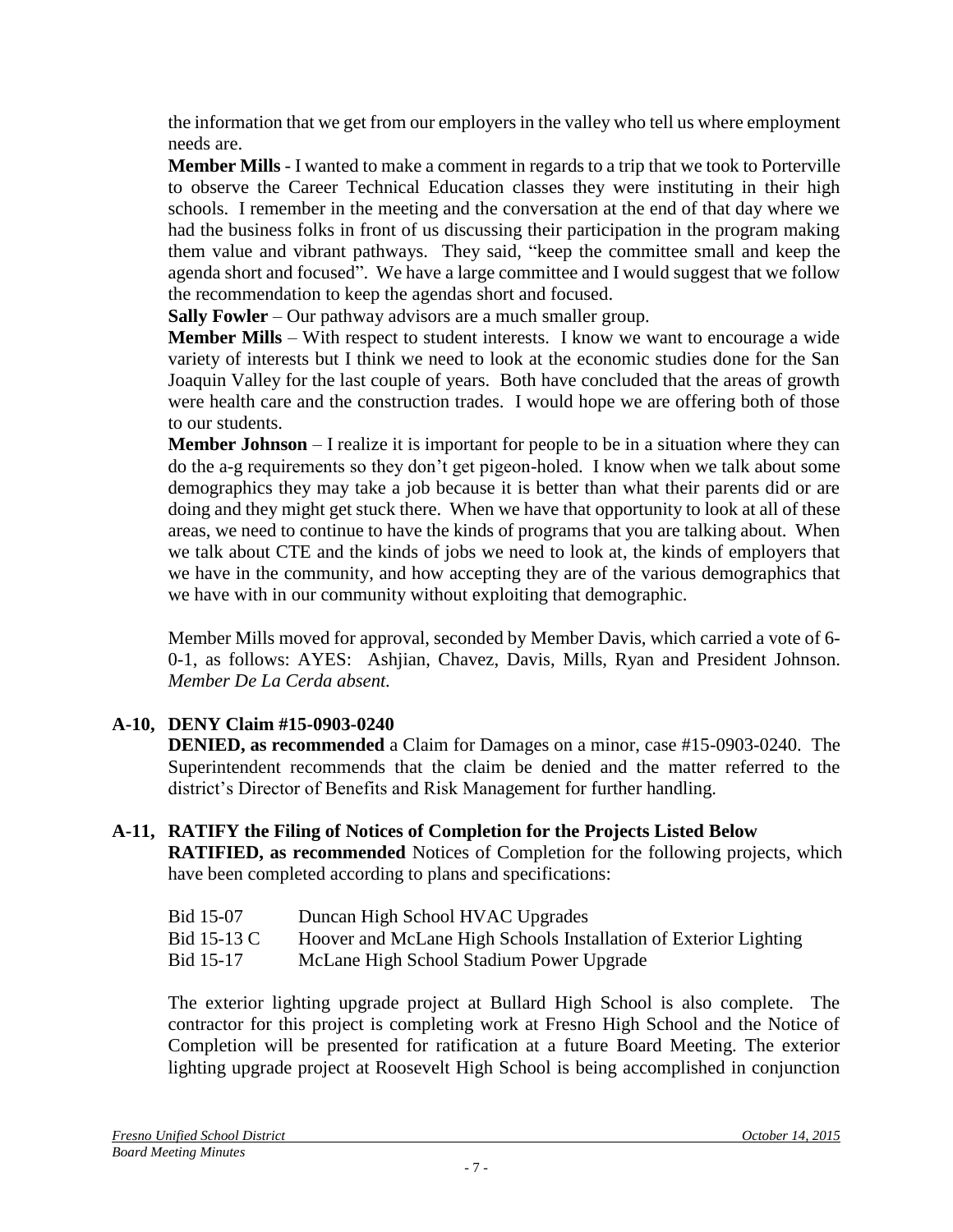the information that we get from our employers in the valley who tell us where employment needs are.

**Member Mills** - I wanted to make a comment in regards to a trip that we took to Porterville to observe the Career Technical Education classes they were instituting in their high schools. I remember in the meeting and the conversation at the end of that day where we had the business folks in front of us discussing their participation in the program making them value and vibrant pathways. They said, "keep the committee small and keep the agenda short and focused". We have a large committee and I would suggest that we follow the recommendation to keep the agendas short and focused.

**Sally Fowler** – Our pathway advisors are a much smaller group.

**Member Mills** – With respect to student interests. I know we want to encourage a wide variety of interests but I think we need to look at the economic studies done for the San Joaquin Valley for the last couple of years. Both have concluded that the areas of growth were health care and the construction trades. I would hope we are offering both of those to our students.

**Member Johnson** – I realize it is important for people to be in a situation where they can do the a-g requirements so they don't get pigeon-holed. I know when we talk about some demographics they may take a job because it is better than what their parents did or are doing and they might get stuck there. When we have that opportunity to look at all of these areas, we need to continue to have the kinds of programs that you are talking about. When we talk about CTE and the kinds of jobs we need to look at, the kinds of employers that we have in the community, and how accepting they are of the various demographics that we have with in our community without exploiting that demographic.

Member Mills moved for approval, seconded by Member Davis, which carried a vote of 6-0-1, as follows: AYES: Ashjian, Chavez, Davis, Mills, Ryan and President Johnson. *Member De La Cerda absent.*

## A-10, DENY Claim #15-0903-0240

**DENIED, as recommended** a Claim for Damages on a minor, case #15-0903-0240. The Superintendent recommends that the claim be denied and the matter referred to the district's Director of Benefits and Risk Management for further handling.

## A-11, RATIFY the Filing of Notices of Completion for the Projects Listed Below

**RATIFIED, as recommended** Notices of Completion for the following projects, which have been completed according to plans and specifications:

| | |
|---|---|
| Bid 15-07 | Duncan High School HVAC Upgrades |
| Bid 15-13 C | Hoover and McLane High Schools Installation of Exterior Lighting |
| Bid 15-17 | McLane High School Stadium Power Upgrade |

The exterior lighting upgrade project at Bullard High School is also complete. The contractor for this project is completing work at Fresno High School and the Notice of Completion will be presented for ratification at a future Board Meeting. The exterior lighting upgrade project at Roosevelt High School is being accomplished in conjunction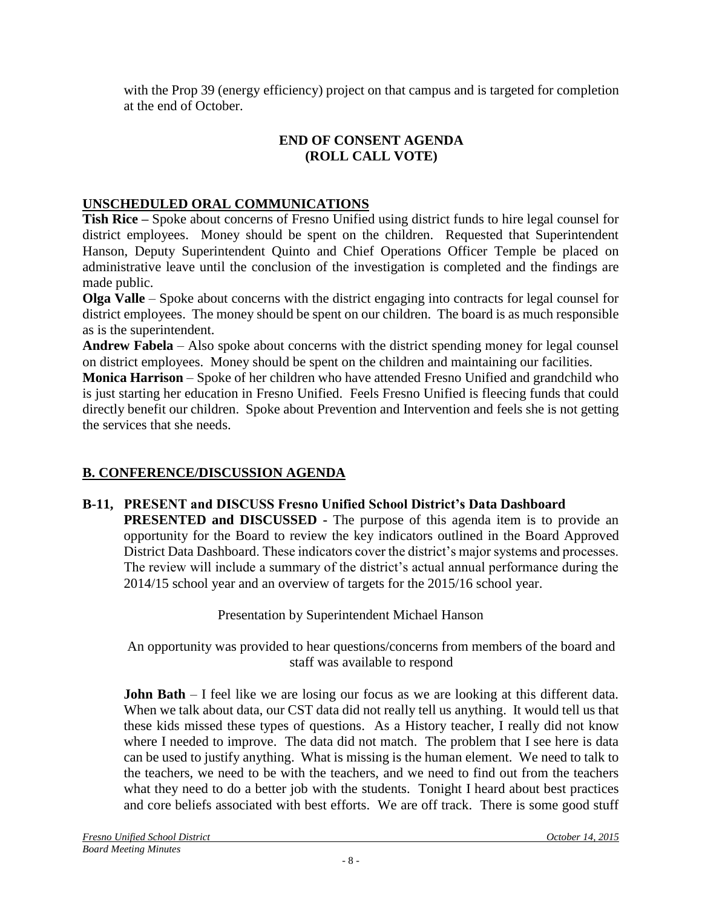with the Prop 39 (energy efficiency) project on that campus and is targeted for completion at the end of October.

**END OF CONSENT AGENDA**
**(ROLL CALL VOTE)**

## UNSCHEDULED ORAL COMMUNICATIONS

**Tish Rice –** Spoke about concerns of Fresno Unified using district funds to hire legal counsel for district employees. Money should be spent on the children. Requested that Superintendent Hanson, Deputy Superintendent Quinto and Chief Operations Officer Temple be placed on administrative leave until the conclusion of the investigation is completed and the findings are made public.

**Olga Valle** – Spoke about concerns with the district engaging into contracts for legal counsel for district employees. The money should be spent on our children. The board is as much responsible as is the superintendent.

**Andrew Fabela** – Also spoke about concerns with the district spending money for legal counsel on district employees. Money should be spent on the children and maintaining our facilities.

**Monica Harrison** – Spoke of her children who have attended Fresno Unified and grandchild who is just starting her education in Fresno Unified. Feels Fresno Unified is fleecing funds that could directly benefit our children. Spoke about Prevention and Intervention and feels she is not getting the services that she needs.

## B. CONFERENCE/DISCUSSION AGENDA

**B-11, PRESENT and DISCUSS Fresno Unified School District's Data Dashboard**

**PRESENTED and DISCUSSED -** The purpose of this agenda item is to provide an opportunity for the Board to review the key indicators outlined in the Board Approved District Data Dashboard. These indicators cover the district's major systems and processes. The review will include a summary of the district's actual annual performance during the 2014/15 school year and an overview of targets for the 2015/16 school year.

Presentation by Superintendent Michael Hanson

An opportunity was provided to hear questions/concerns from members of the board and staff was available to respond

**John Bath** – I feel like we are losing our focus as we are looking at this different data. When we talk about data, our CST data did not really tell us anything. It would tell us that these kids missed these types of questions. As a History teacher, I really did not know where I needed to improve. The data did not match. The problem that I see here is data can be used to justify anything. What is missing is the human element. We need to talk to the teachers, we need to be with the teachers, and we need to find out from the teachers what they need to do a better job with the students. Tonight I heard about best practices and core beliefs associated with best efforts. We are off track. There is some good stuff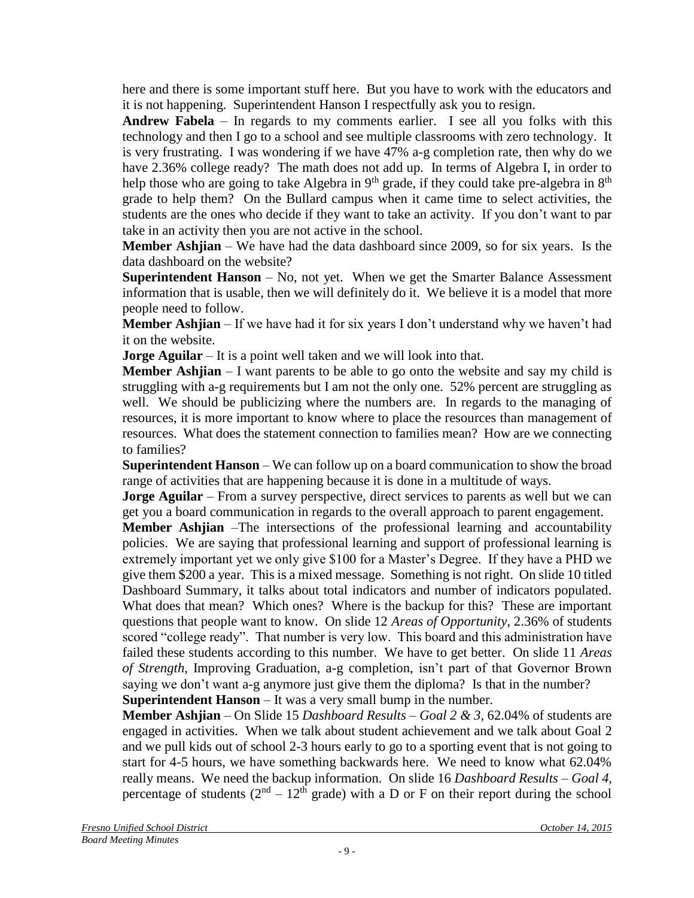here and there is some important stuff here. But you have to work with the educators and it is not happening. Superintendent Hanson I respectfully ask you to resign.

**Andrew Fabela** – In regards to my comments earlier. I see all you folks with this technology and then I go to a school and see multiple classrooms with zero technology. It is very frustrating. I was wondering if we have 47% a-g completion rate, then why do we have 2.36% college ready? The math does not add up. In terms of Algebra I, in order to help those who are going to take Algebra in 9th grade, if they could take pre-algebra in 8th grade to help them? On the Bullard campus when it came time to select activities, the students are the ones who decide if they want to take an activity. If you don't want to par take in an activity then you are not active in the school.

**Member Ashjian** – We have had the data dashboard since 2009, so for six years. Is the data dashboard on the website?

**Superintendent Hanson** – No, not yet. When we get the Smarter Balance Assessment information that is usable, then we will definitely do it. We believe it is a model that more people need to follow.

**Member Ashjian** – If we have had it for six years I don't understand why we haven't had it on the website.

**Jorge Aguilar** – It is a point well taken and we will look into that.

**Member Ashjian** – I want parents to be able to go onto the website and say my child is struggling with a-g requirements but I am not the only one. 52% percent are struggling as well. We should be publicizing where the numbers are. In regards to the managing of resources, it is more important to know where to place the resources than management of resources. What does the statement connection to families mean? How are we connecting to families?

**Superintendent Hanson** – We can follow up on a board communication to show the broad range of activities that are happening because it is done in a multitude of ways.

**Jorge Aguilar** – From a survey perspective, direct services to parents as well but we can get you a board communication in regards to the overall approach to parent engagement.

**Member Ashjian** –The intersections of the professional learning and accountability policies. We are saying that professional learning and support of professional learning is extremely important yet we only give $100 for a Master's Degree. If they have a PHD we give them $200 a year. This is a mixed message. Something is not right. On slide 10 titled Dashboard Summary, it talks about total indicators and number of indicators populated. What does that mean? Which ones? Where is the backup for this? These are important questions that people want to know. On slide 12 *Areas of Opportunity*, 2.36% of students scored "college ready". That number is very low. This board and this administration have failed these students according to this number. We have to get better. On slide 11 *Areas of Strength*, Improving Graduation, a-g completion, isn't part of that Governor Brown saying we don't want a-g anymore just give them the diploma? Is that in the number?

**Superintendent Hanson** – It was a very small bump in the number.

**Member Ashjian** – On Slide 15 *Dashboard Results – Goal 2 & 3*, 62.04% of students are engaged in activities. When we talk about student achievement and we talk about Goal 2 and we pull kids out of school 2-3 hours early to go to a sporting event that is not going to start for 4-5 hours, we have something backwards here. We need to know what 62.04% really means. We need the backup information. On slide 16 *Dashboard Results – Goal 4*, percentage of students (2nd – 12th grade) with a D or F on their report during the school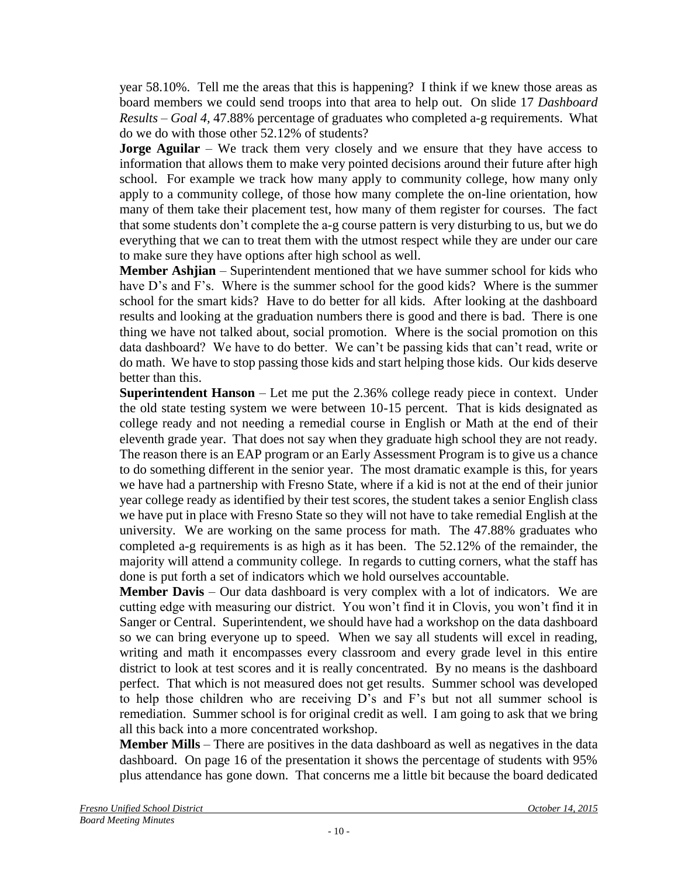year 58.10%. Tell me the areas that this is happening? I think if we knew those areas as board members we could send troops into that area to help out. On slide 17 *Dashboard Results – Goal 4*, 47.88% percentage of graduates who completed a-g requirements. What do we do with those other 52.12% of students?

**Jorge Aguilar** – We track them very closely and we ensure that they have access to information that allows them to make very pointed decisions around their future after high school. For example we track how many apply to community college, how many only apply to a community college, of those how many complete the on-line orientation, how many of them take their placement test, how many of them register for courses. The fact that some students don't complete the a-g course pattern is very disturbing to us, but we do everything that we can to treat them with the utmost respect while they are under our care to make sure they have options after high school as well.

**Member Ashjian** – Superintendent mentioned that we have summer school for kids who have D's and F's. Where is the summer school for the good kids? Where is the summer school for the smart kids? Have to do better for all kids. After looking at the dashboard results and looking at the graduation numbers there is good and there is bad. There is one thing we have not talked about, social promotion. Where is the social promotion on this data dashboard? We have to do better. We can't be passing kids that can't read, write or do math. We have to stop passing those kids and start helping those kids. Our kids deserve better than this.

**Superintendent Hanson** – Let me put the 2.36% college ready piece in context. Under the old state testing system we were between 10-15 percent. That is kids designated as college ready and not needing a remedial course in English or Math at the end of their eleventh grade year. That does not say when they graduate high school they are not ready. The reason there is an EAP program or an Early Assessment Program is to give us a chance to do something different in the senior year. The most dramatic example is this, for years we have had a partnership with Fresno State, where if a kid is not at the end of their junior year college ready as identified by their test scores, the student takes a senior English class we have put in place with Fresno State so they will not have to take remedial English at the university. We are working on the same process for math. The 47.88% graduates who completed a-g requirements is as high as it has been. The 52.12% of the remainder, the majority will attend a community college. In regards to cutting corners, what the staff has done is put forth a set of indicators which we hold ourselves accountable.

**Member Davis** – Our data dashboard is very complex with a lot of indicators. We are cutting edge with measuring our district. You won't find it in Clovis, you won't find it in Sanger or Central. Superintendent, we should have had a workshop on the data dashboard so we can bring everyone up to speed. When we say all students will excel in reading, writing and math it encompasses every classroom and every grade level in this entire district to look at test scores and it is really concentrated. By no means is the dashboard perfect. That which is not measured does not get results. Summer school was developed to help those children who are receiving D's and F's but not all summer school is remediation. Summer school is for original credit as well. I am going to ask that we bring all this back into a more concentrated workshop.

**Member Mills** – There are positives in the data dashboard as well as negatives in the data dashboard. On page 16 of the presentation it shows the percentage of students with 95% plus attendance has gone down. That concerns me a little bit because the board dedicated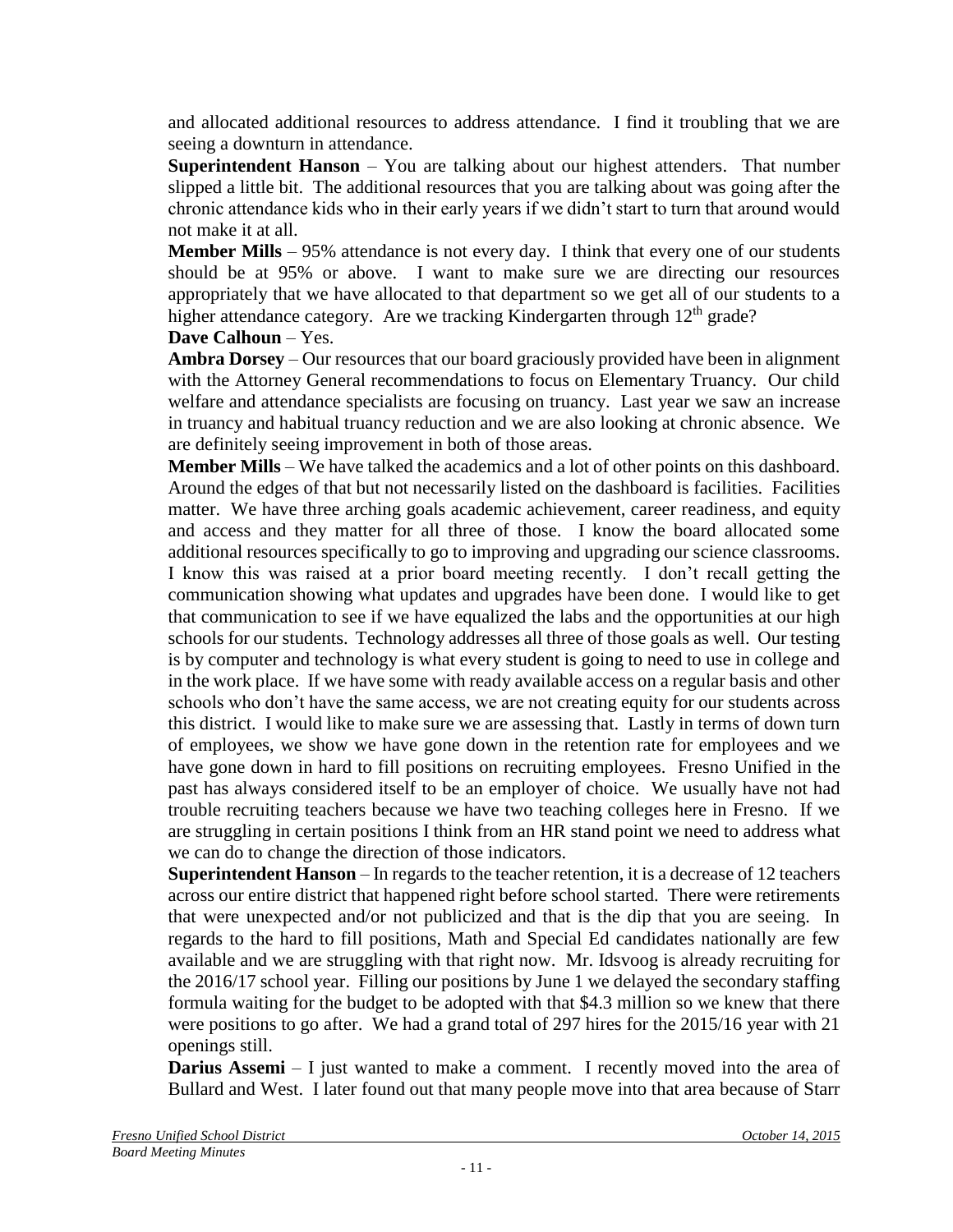and allocated additional resources to address attendance. I find it troubling that we are seeing a downturn in attendance.

**Superintendent Hanson** – You are talking about our highest attenders. That number slipped a little bit. The additional resources that you are talking about was going after the chronic attendance kids who in their early years if we didn't start to turn that around would not make it at all.

**Member Mills** – 95% attendance is not every day. I think that every one of our students should be at 95% or above. I want to make sure we are directing our resources appropriately that we have allocated to that department so we get all of our students to a higher attendance category. Are we tracking Kindergarten through 12th grade?

**Dave Calhoun** – Yes.

**Ambra Dorsey** – Our resources that our board graciously provided have been in alignment with the Attorney General recommendations to focus on Elementary Truancy. Our child welfare and attendance specialists are focusing on truancy. Last year we saw an increase in truancy and habitual truancy reduction and we are also looking at chronic absence. We are definitely seeing improvement in both of those areas.

**Member Mills** – We have talked the academics and a lot of other points on this dashboard. Around the edges of that but not necessarily listed on the dashboard is facilities. Facilities matter. We have three arching goals academic achievement, career readiness, and equity and access and they matter for all three of those. I know the board allocated some additional resources specifically to go to improving and upgrading our science classrooms. I know this was raised at a prior board meeting recently. I don't recall getting the communication showing what updates and upgrades have been done. I would like to get that communication to see if we have equalized the labs and the opportunities at our high schools for our students. Technology addresses all three of those goals as well. Our testing is by computer and technology is what every student is going to need to use in college and in the work place. If we have some with ready available access on a regular basis and other schools who don't have the same access, we are not creating equity for our students across this district. I would like to make sure we are assessing that. Lastly in terms of down turn of employees, we show we have gone down in the retention rate for employees and we have gone down in hard to fill positions on recruiting employees. Fresno Unified in the past has always considered itself to be an employer of choice. We usually have not had trouble recruiting teachers because we have two teaching colleges here in Fresno. If we are struggling in certain positions I think from an HR stand point we need to address what we can do to change the direction of those indicators.

**Superintendent Hanson** – In regards to the teacher retention, it is a decrease of 12 teachers across our entire district that happened right before school started. There were retirements that were unexpected and/or not publicized and that is the dip that you are seeing. In regards to the hard to fill positions, Math and Special Ed candidates nationally are few available and we are struggling with that right now. Mr. Idsvoog is already recruiting for the 2016/17 school year. Filling our positions by June 1 we delayed the secondary staffing formula waiting for the budget to be adopted with that $4.3 million so we knew that there were positions to go after. We had a grand total of 297 hires for the 2015/16 year with 21 openings still.

**Darius Assemi** – I just wanted to make a comment. I recently moved into the area of Bullard and West. I later found out that many people move into that area because of Starr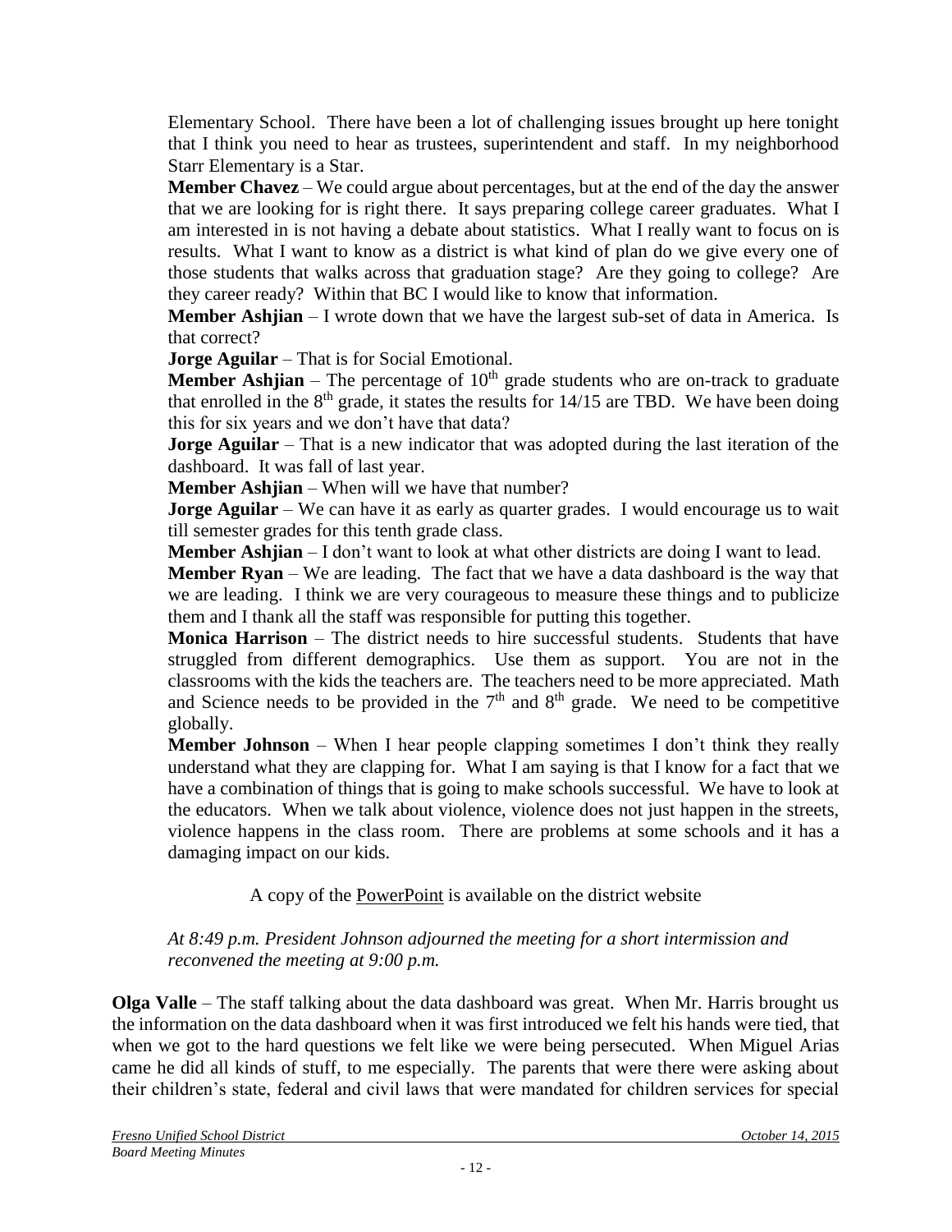Elementary School. There have been a lot of challenging issues brought up here tonight that I think you need to hear as trustees, superintendent and staff. In my neighborhood Starr Elementary is a Star.

**Member Chavez** – We could argue about percentages, but at the end of the day the answer that we are looking for is right there. It says preparing college career graduates. What I am interested in is not having a debate about statistics. What I really want to focus on is results. What I want to know as a district is what kind of plan do we give every one of those students that walks across that graduation stage? Are they going to college? Are they career ready? Within that BC I would like to know that information.

**Member Ashjian** – I wrote down that we have the largest sub-set of data in America. Is that correct?

**Jorge Aguilar** – That is for Social Emotional.

**Member Ashjian** – The percentage of 10th grade students who are on-track to graduate that enrolled in the 8th grade, it states the results for 14/15 are TBD. We have been doing this for six years and we don't have that data?

**Jorge Aguilar** – That is a new indicator that was adopted during the last iteration of the dashboard. It was fall of last year.

**Member Ashjian** – When will we have that number?

**Jorge Aguilar** – We can have it as early as quarter grades. I would encourage us to wait till semester grades for this tenth grade class.

**Member Ashjian** – I don't want to look at what other districts are doing I want to lead.

**Member Ryan** – We are leading. The fact that we have a data dashboard is the way that we are leading. I think we are very courageous to measure these things and to publicize them and I thank all the staff was responsible for putting this together.

**Monica Harrison** – The district needs to hire successful students. Students that have struggled from different demographics. Use them as support. You are not in the classrooms with the kids the teachers are. The teachers need to be more appreciated. Math and Science needs to be provided in the 7th and 8th grade. We need to be competitive globally.

**Member Johnson** – When I hear people clapping sometimes I don't think they really understand what they are clapping for. What I am saying is that I know for a fact that we have a combination of things that is going to make schools successful. We have to look at the educators. When we talk about violence, violence does not just happen in the streets, violence happens in the class room. There are problems at some schools and it has a damaging impact on our kids.

A copy of the PowerPoint is available on the district website

*At 8:49 p.m. President Johnson adjourned the meeting for a short intermission and reconvened the meeting at 9:00 p.m.*

**Olga Valle** – The staff talking about the data dashboard was great. When Mr. Harris brought us the information on the data dashboard when it was first introduced we felt his hands were tied, that when we got to the hard questions we felt like we were being persecuted. When Miguel Arias came he did all kinds of stuff, to me especially. The parents that were there were asking about their children's state, federal and civil laws that were mandated for children services for special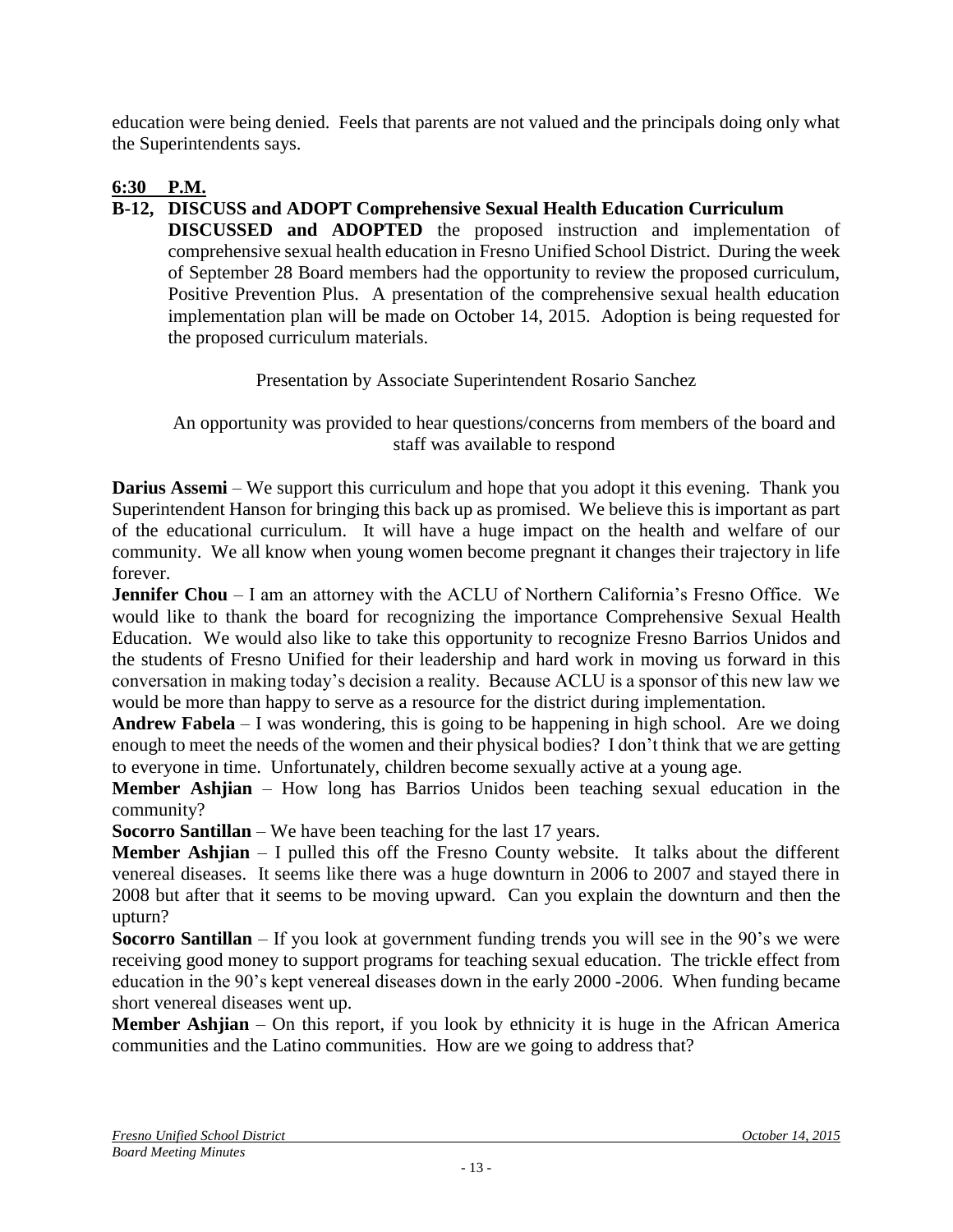education were being denied. Feels that parents are not valued and the principals doing only what the Superintendents says.

**6:30 P.M.**

**B-12, DISCUSS and ADOPT Comprehensive Sexual Health Education Curriculum**

**DISCUSSED and ADOPTED** the proposed instruction and implementation of comprehensive sexual health education in Fresno Unified School District. During the week of September 28 Board members had the opportunity to review the proposed curriculum, Positive Prevention Plus. A presentation of the comprehensive sexual health education implementation plan will be made on October 14, 2015. Adoption is being requested for the proposed curriculum materials.

Presentation by Associate Superintendent Rosario Sanchez

An opportunity was provided to hear questions/concerns from members of the board and staff was available to respond

**Darius Assemi** – We support this curriculum and hope that you adopt it this evening. Thank you Superintendent Hanson for bringing this back up as promised. We believe this is important as part of the educational curriculum. It will have a huge impact on the health and welfare of our community. We all know when young women become pregnant it changes their trajectory in life forever.

**Jennifer Chou** – I am an attorney with the ACLU of Northern California's Fresno Office. We would like to thank the board for recognizing the importance Comprehensive Sexual Health Education. We would also like to take this opportunity to recognize Fresno Barrios Unidos and the students of Fresno Unified for their leadership and hard work in moving us forward in this conversation in making today's decision a reality. Because ACLU is a sponsor of this new law we would be more than happy to serve as a resource for the district during implementation.

**Andrew Fabela** – I was wondering, this is going to be happening in high school. Are we doing enough to meet the needs of the women and their physical bodies? I don't think that we are getting to everyone in time. Unfortunately, children become sexually active at a young age.

**Member Ashjian** – How long has Barrios Unidos been teaching sexual education in the community?

**Socorro Santillan** – We have been teaching for the last 17 years.

**Member Ashjian** – I pulled this off the Fresno County website. It talks about the different venereal diseases. It seems like there was a huge downturn in 2006 to 2007 and stayed there in 2008 but after that it seems to be moving upward. Can you explain the downturn and then the upturn?

**Socorro Santillan** – If you look at government funding trends you will see in the 90's we were receiving good money to support programs for teaching sexual education. The trickle effect from education in the 90's kept venereal diseases down in the early 2000 -2006. When funding became short venereal diseases went up.

**Member Ashjian** – On this report, if you look by ethnicity it is huge in the African America communities and the Latino communities. How are we going to address that?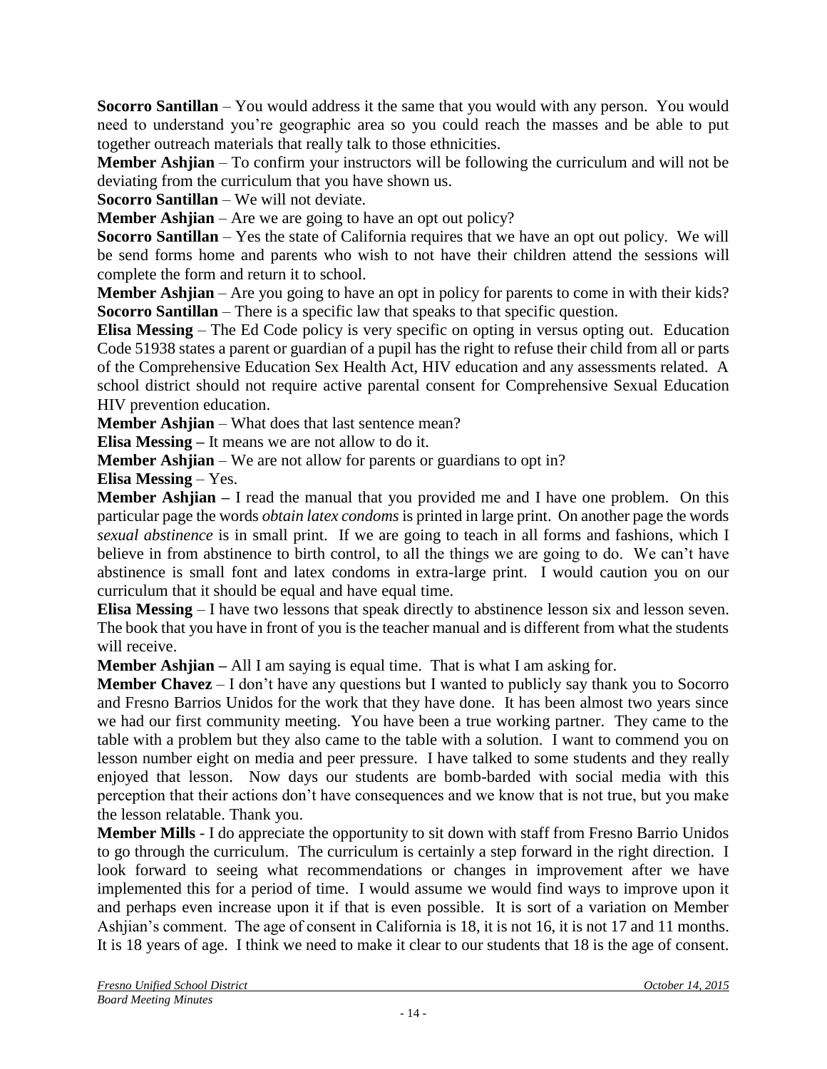**Socorro Santillan** – You would address it the same that you would with any person. You would need to understand you're geographic area so you could reach the masses and be able to put together outreach materials that really talk to those ethnicities.

**Member Ashjian** – To confirm your instructors will be following the curriculum and will not be deviating from the curriculum that you have shown us.

**Socorro Santillan** – We will not deviate.

**Member Ashjian** – Are we are going to have an opt out policy?

**Socorro Santillan** – Yes the state of California requires that we have an opt out policy. We will be send forms home and parents who wish to not have their children attend the sessions will complete the form and return it to school.

**Member Ashjian** – Are you going to have an opt in policy for parents to come in with their kids?

**Socorro Santillan** – There is a specific law that speaks to that specific question.

**Elisa Messing** – The Ed Code policy is very specific on opting in versus opting out. Education Code 51938 states a parent or guardian of a pupil has the right to refuse their child from all or parts of the Comprehensive Education Sex Health Act, HIV education and any assessments related. A school district should not require active parental consent for Comprehensive Sexual Education HIV prevention education.

**Member Ashjian** – What does that last sentence mean?

**Elisa Messing –** It means we are not allow to do it.

**Member Ashjian** – We are not allow for parents or guardians to opt in?

**Elisa Messing** – Yes.

**Member Ashjian –** I read the manual that you provided me and I have one problem. On this particular page the words *obtain latex condoms* is printed in large print. On another page the words *sexual abstinence* is in small print. If we are going to teach in all forms and fashions, which I believe in from abstinence to birth control, to all the things we are going to do. We can't have abstinence is small font and latex condoms in extra-large print. I would caution you on our curriculum that it should be equal and have equal time.

**Elisa Messing** – I have two lessons that speak directly to abstinence lesson six and lesson seven. The book that you have in front of you is the teacher manual and is different from what the students will receive.

**Member Ashjian –** All I am saying is equal time. That is what I am asking for.

**Member Chavez** – I don't have any questions but I wanted to publicly say thank you to Socorro and Fresno Barrios Unidos for the work that they have done. It has been almost two years since we had our first community meeting. You have been a true working partner. They came to the table with a problem but they also came to the table with a solution. I want to commend you on lesson number eight on media and peer pressure. I have talked to some students and they really enjoyed that lesson. Now days our students are bomb-barded with social media with this perception that their actions don't have consequences and we know that is not true, but you make the lesson relatable. Thank you.

**Member Mills** - I do appreciate the opportunity to sit down with staff from Fresno Barrio Unidos to go through the curriculum. The curriculum is certainly a step forward in the right direction. I look forward to seeing what recommendations or changes in improvement after we have implemented this for a period of time. I would assume we would find ways to improve upon it and perhaps even increase upon it if that is even possible. It is sort of a variation on Member Ashjian's comment. The age of consent in California is 18, it is not 16, it is not 17 and 11 months. It is 18 years of age. I think we need to make it clear to our students that 18 is the age of consent.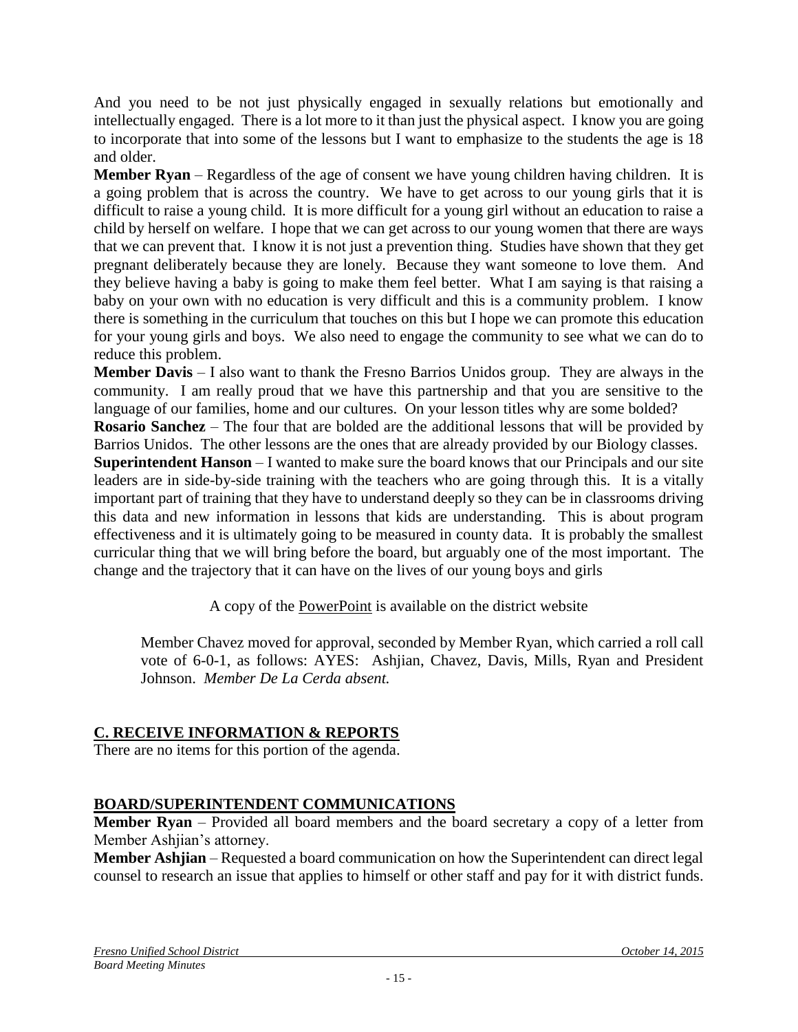And you need to be not just physically engaged in sexually relations but emotionally and intellectually engaged. There is a lot more to it than just the physical aspect. I know you are going to incorporate that into some of the lessons but I want to emphasize to the students the age is 18 and older.

**Member Ryan** – Regardless of the age of consent we have young children having children. It is a going problem that is across the country. We have to get across to our young girls that it is difficult to raise a young child. It is more difficult for a young girl without an education to raise a child by herself on welfare. I hope that we can get across to our young women that there are ways that we can prevent that. I know it is not just a prevention thing. Studies have shown that they get pregnant deliberately because they are lonely. Because they want someone to love them. And they believe having a baby is going to make them feel better. What I am saying is that raising a baby on your own with no education is very difficult and this is a community problem. I know there is something in the curriculum that touches on this but I hope we can promote this education for your young girls and boys. We also need to engage the community to see what we can do to reduce this problem.

**Member Davis** – I also want to thank the Fresno Barrios Unidos group. They are always in the community. I am really proud that we have this partnership and that you are sensitive to the language of our families, home and our cultures. On your lesson titles why are some bolded?

**Rosario Sanchez** – The four that are bolded are the additional lessons that will be provided by Barrios Unidos. The other lessons are the ones that are already provided by our Biology classes.

**Superintendent Hanson** – I wanted to make sure the board knows that our Principals and our site leaders are in side-by-side training with the teachers who are going through this. It is a vitally important part of training that they have to understand deeply so they can be in classrooms driving this data and new information in lessons that kids are understanding. This is about program effectiveness and it is ultimately going to be measured in county data. It is probably the smallest curricular thing that we will bring before the board, but arguably one of the most important. The change and the trajectory that it can have on the lives of our young boys and girls

A copy of the PowerPoint is available on the district website

Member Chavez moved for approval, seconded by Member Ryan, which carried a roll call vote of 6-0-1, as follows: AYES: Ashjian, Chavez, Davis, Mills, Ryan and President Johnson. *Member De La Cerda absent.*

## C. RECEIVE INFORMATION & REPORTS

There are no items for this portion of the agenda.

## BOARD/SUPERINTENDENT COMMUNICATIONS

**Member Ryan** – Provided all board members and the board secretary a copy of a letter from Member Ashjian's attorney.

**Member Ashjian** – Requested a board communication on how the Superintendent can direct legal counsel to research an issue that applies to himself or other staff and pay for it with district funds.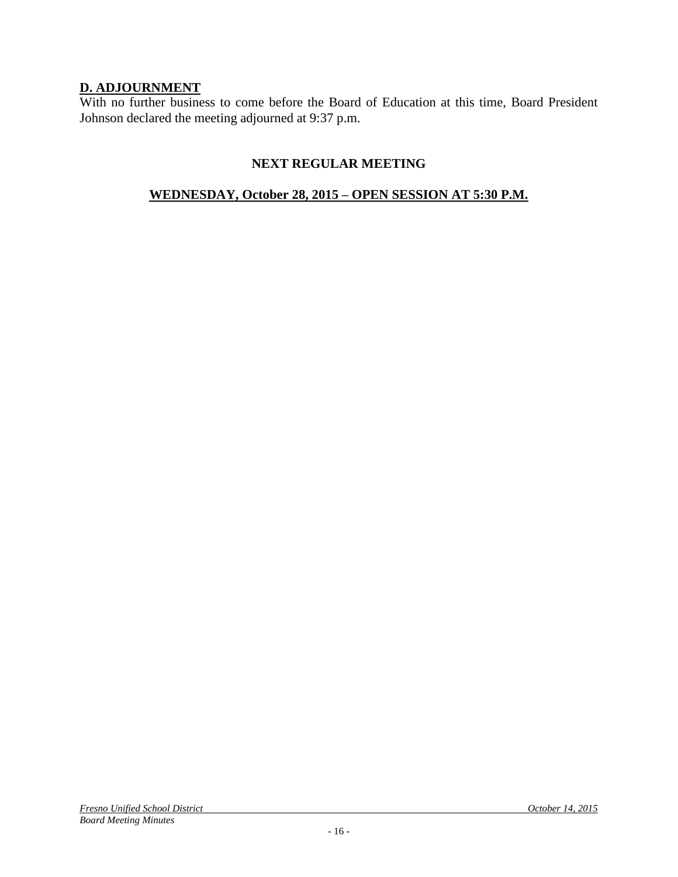## D. ADJOURNMENT

With no further business to come before the Board of Education at this time, Board President Johnson declared the meeting adjourned at 9:37 p.m.

**NEXT REGULAR MEETING**

**WEDNESDAY, October 28, 2015 – OPEN SESSION AT 5:30 P.M.**